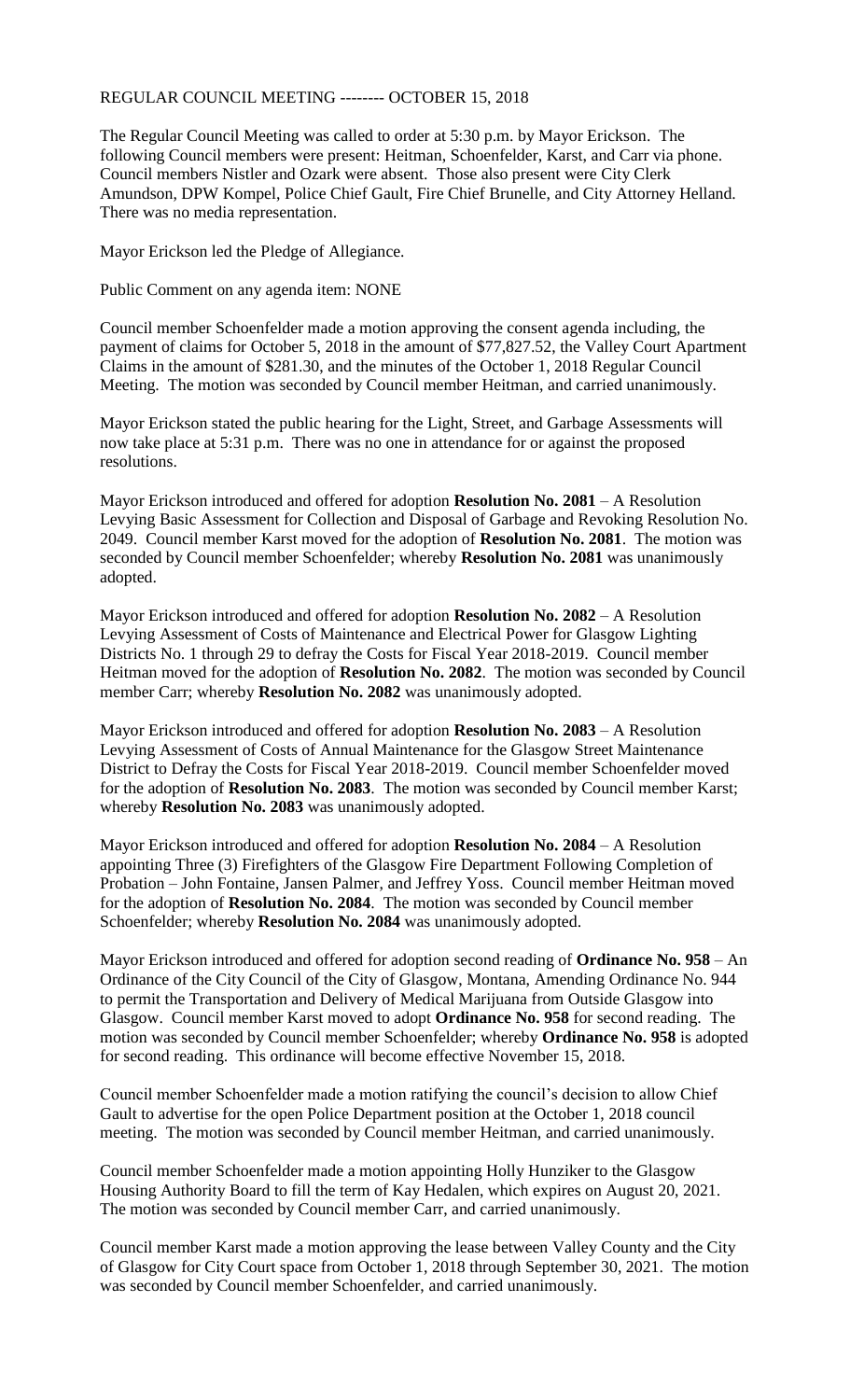REGULAR COUNCIL MEETING -------- OCTOBER 15, 2018

The Regular Council Meeting was called to order at 5:30 p.m. by Mayor Erickson. The following Council members were present: Heitman, Schoenfelder, Karst, and Carr via phone. Council members Nistler and Ozark were absent. Those also present were City Clerk Amundson, DPW Kompel, Police Chief Gault, Fire Chief Brunelle, and City Attorney Helland. There was no media representation.

Mayor Erickson led the Pledge of Allegiance.

Public Comment on any agenda item: NONE

Council member Schoenfelder made a motion approving the consent agenda including, the payment of claims for October 5, 2018 in the amount of $77,827.52, the Valley Court Apartment Claims in the amount of $281.30, and the minutes of the October 1, 2018 Regular Council Meeting. The motion was seconded by Council member Heitman, and carried unanimously.

Mayor Erickson stated the public hearing for the Light, Street, and Garbage Assessments will now take place at 5:31 p.m. There was no one in attendance for or against the proposed resolutions.

Mayor Erickson introduced and offered for adoption **Resolution No. 2081** – A Resolution Levying Basic Assessment for Collection and Disposal of Garbage and Revoking Resolution No. 2049. Council member Karst moved for the adoption of **Resolution No. 2081**. The motion was seconded by Council member Schoenfelder; whereby **Resolution No. 2081** was unanimously adopted.

Mayor Erickson introduced and offered for adoption **Resolution No. 2082** – A Resolution Levying Assessment of Costs of Maintenance and Electrical Power for Glasgow Lighting Districts No. 1 through 29 to defray the Costs for Fiscal Year 2018-2019. Council member Heitman moved for the adoption of **Resolution No. 2082**. The motion was seconded by Council member Carr; whereby **Resolution No. 2082** was unanimously adopted.

Mayor Erickson introduced and offered for adoption **Resolution No. 2083** – A Resolution Levying Assessment of Costs of Annual Maintenance for the Glasgow Street Maintenance District to Defray the Costs for Fiscal Year 2018-2019. Council member Schoenfelder moved for the adoption of **Resolution No. 2083**. The motion was seconded by Council member Karst; whereby **Resolution No. 2083** was unanimously adopted.

Mayor Erickson introduced and offered for adoption **Resolution No. 2084** – A Resolution appointing Three (3) Firefighters of the Glasgow Fire Department Following Completion of Probation – John Fontaine, Jansen Palmer, and Jeffrey Yoss. Council member Heitman moved for the adoption of **Resolution No. 2084**. The motion was seconded by Council member Schoenfelder; whereby **Resolution No. 2084** was unanimously adopted.

Mayor Erickson introduced and offered for adoption second reading of **Ordinance No. 958** – An Ordinance of the City Council of the City of Glasgow, Montana, Amending Ordinance No. 944 to permit the Transportation and Delivery of Medical Marijuana from Outside Glasgow into Glasgow. Council member Karst moved to adopt **Ordinance No. 958** for second reading. The motion was seconded by Council member Schoenfelder; whereby **Ordinance No. 958** is adopted for second reading. This ordinance will become effective November 15, 2018.

Council member Schoenfelder made a motion ratifying the council's decision to allow Chief Gault to advertise for the open Police Department position at the October 1, 2018 council meeting. The motion was seconded by Council member Heitman, and carried unanimously.

Council member Schoenfelder made a motion appointing Holly Hunziker to the Glasgow Housing Authority Board to fill the term of Kay Hedalen, which expires on August 20, 2021. The motion was seconded by Council member Carr, and carried unanimously.

Council member Karst made a motion approving the lease between Valley County and the City of Glasgow for City Court space from October 1, 2018 through September 30, 2021. The motion was seconded by Council member Schoenfelder, and carried unanimously.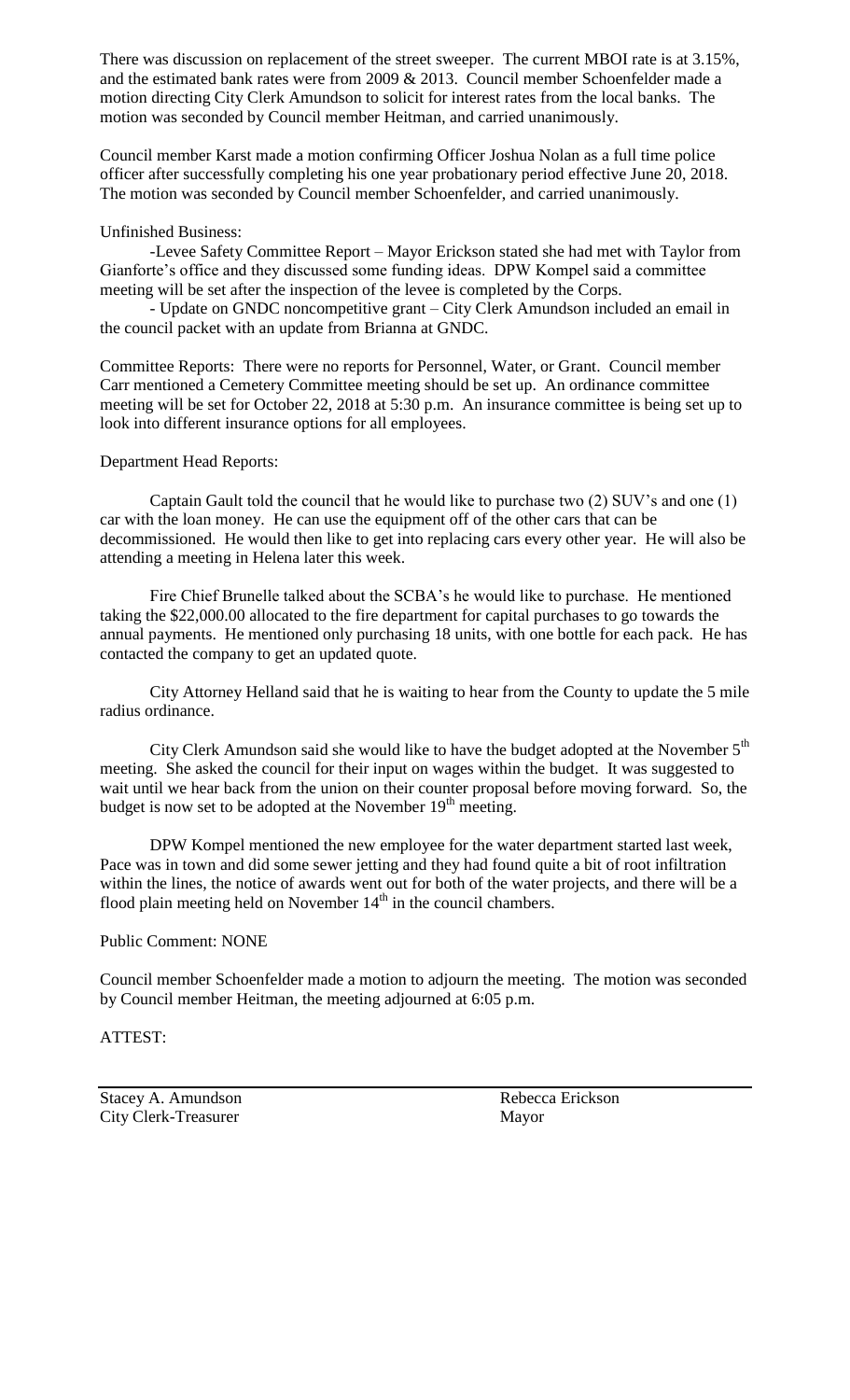There was discussion on replacement of the street sweeper. The current MBOI rate is at 3.15%, and the estimated bank rates were from 2009 & 2013. Council member Schoenfelder made a motion directing City Clerk Amundson to solicit for interest rates from the local banks. The motion was seconded by Council member Heitman, and carried unanimously.

Council member Karst made a motion confirming Officer Joshua Nolan as a full time police officer after successfully completing his one year probationary period effective June 20, 2018. The motion was seconded by Council member Schoenfelder, and carried unanimously.

Unfinished Business:

-Levee Safety Committee Report – Mayor Erickson stated she had met with Taylor from Gianforte's office and they discussed some funding ideas. DPW Kompel said a committee meeting will be set after the inspection of the levee is completed by the Corps.

- Update on GNDC noncompetitive grant – City Clerk Amundson included an email in the council packet with an update from Brianna at GNDC.

Committee Reports: There were no reports for Personnel, Water, or Grant. Council member Carr mentioned a Cemetery Committee meeting should be set up. An ordinance committee meeting will be set for October 22, 2018 at 5:30 p.m. An insurance committee is being set up to look into different insurance options for all employees.

Department Head Reports:

Captain Gault told the council that he would like to purchase two (2) SUV's and one (1) car with the loan money. He can use the equipment off of the other cars that can be decommissioned. He would then like to get into replacing cars every other year. He will also be attending a meeting in Helena later this week.

Fire Chief Brunelle talked about the SCBA's he would like to purchase. He mentioned taking the $22,000.00 allocated to the fire department for capital purchases to go towards the annual payments. He mentioned only purchasing 18 units, with one bottle for each pack. He has contacted the company to get an updated quote.

City Attorney Helland said that he is waiting to hear from the County to update the 5 mile radius ordinance.

City Clerk Amundson said she would like to have the budget adopted at the November 5th meeting. She asked the council for their input on wages within the budget. It was suggested to wait until we hear back from the union on their counter proposal before moving forward. So, the budget is now set to be adopted at the November 19th meeting.

DPW Kompel mentioned the new employee for the water department started last week, Pace was in town and did some sewer jetting and they had found quite a bit of root infiltration within the lines, the notice of awards went out for both of the water projects, and there will be a flood plain meeting held on November 14th in the council chambers.

Public Comment: NONE

Council member Schoenfelder made a motion to adjourn the meeting. The motion was seconded by Council member Heitman, the meeting adjourned at 6:05 p.m.

ATTEST:

Stacey A. Amundson
City Clerk-Treasurer

Rebecca Erickson
Mayor